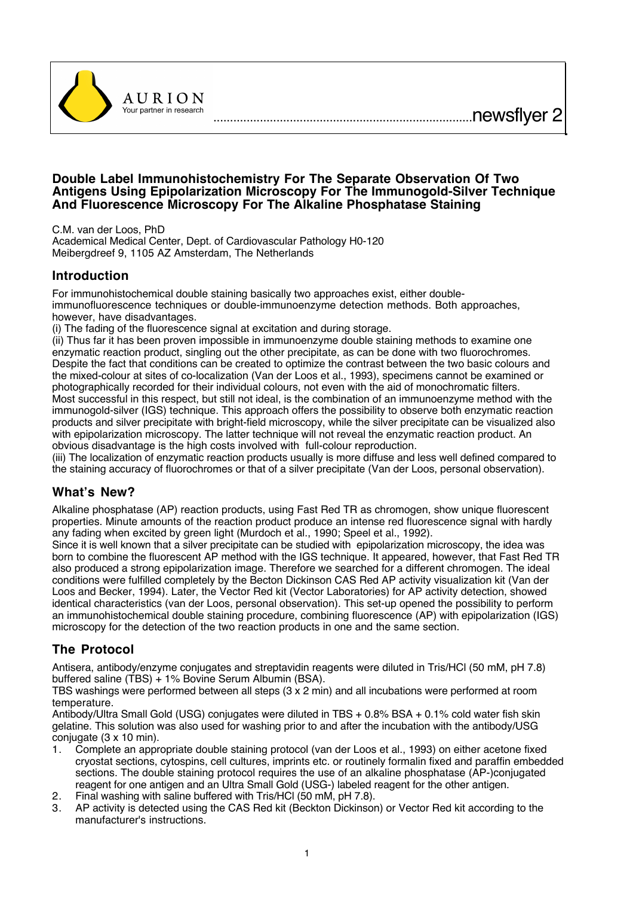AURION

Your partner in research

newsflyer 2

# Double Label Immunohistochemistry For The Separate Observation Of Two Antigens Using Epipolarization Microscopy For The Immunogold-Silver Technique And Fluorescence Microscopy For The Alkaline Phosphatase Staining

C.M. van der Loos, PhD
Academical Medical Center, Dept. of Cardiovascular Pathology H0-120
Meibergdreef 9, 1105 AZ Amsterdam, The Netherlands

## Introduction

For immunohistochemical double staining basically two approaches exist, either double-immunofluorescence techniques or double-immunoenzyme detection methods. Both approaches, however, have disadvantages.

(i) The fading of the fluorescence signal at excitation and during storage.

(ii) Thus far it has been proven impossible in immunoenzyme double staining methods to examine one enzymatic reaction product, singling out the other precipitate, as can be done with two fluorochromes. Despite the fact that conditions can be created to optimize the contrast between the two basic colours and the mixed-colour at sites of co-localization (Van der Loos et al., 1993), specimens cannot be examined or photographically recorded for their individual colours, not even with the aid of monochromatic filters. Most successful in this respect, but still not ideal, is the combination of an immunoenzyme method with the immunogold-silver (IGS) technique. This approach offers the possibility to observe both enzymatic reaction products and silver precipitate with bright-field microscopy, while the silver precipitate can be visualized also with epipolarization microscopy. The latter technique will not reveal the enzymatic reaction product. An obvious disadvantage is the high costs involved with full-colour reproduction.

(iii) The localization of enzymatic reaction products usually is more diffuse and less well defined compared to the staining accuracy of fluorochromes or that of a silver precipitate (Van der Loos, personal observation).

## What's New?

Alkaline phosphatase (AP) reaction products, using Fast Red TR as chromogen, show unique fluorescent properties. Minute amounts of the reaction product produce an intense red fluorescence signal with hardly any fading when excited by green light (Murdoch et al., 1990; Speel et al., 1992).

Since it is well known that a silver precipitate can be studied with epipolarization microscopy, the idea was born to combine the fluorescent AP method with the IGS technique. It appeared, however, that Fast Red TR also produced a strong epipolarization image. Therefore we searched for a different chromogen. The ideal conditions were fulfilled completely by the Becton Dickinson CAS Red AP activity visualization kit (Van der Loos and Becker, 1994). Later, the Vector Red kit (Vector Laboratories) for AP activity detection, showed identical characteristics (van der Loos, personal observation). This set-up opened the possibility to perform an immunohistochemical double staining procedure, combining fluorescence (AP) with epipolarization (IGS) microscopy for the detection of the two reaction products in one and the same section.

## The Protocol

Antisera, antibody/enzyme conjugates and streptavidin reagents were diluted in Tris/HCl (50 mM, pH 7.8) buffered saline (TBS) + 1% Bovine Serum Albumin (BSA).

TBS washings were performed between all steps (3 x 2 min) and all incubations were performed at room temperature.

Antibody/Ultra Small Gold (USG) conjugates were diluted in TBS + 0.8% BSA + 0.1% cold water fish skin gelatine. This solution was also used for washing prior to and after the incubation with the antibody/USG conjugate (3 x 10 min).

1. Complete an appropriate double staining protocol (van der Loos et al., 1993) on either acetone fixed cryostat sections, cytospins, cell cultures, imprints etc. or routinely formalin fixed and paraffin embedded sections. The double staining protocol requires the use of an alkaline phosphatase (AP-)conjugated reagent for one antigen and an Ultra Small Gold (USG-) labeled reagent for the other antigen.
2. Final washing with saline buffered with Tris/HCl (50 mM, pH 7.8).
3. AP activity is detected using the CAS Red kit (Beckton Dickinson) or Vector Red kit according to the manufacturer's instructions.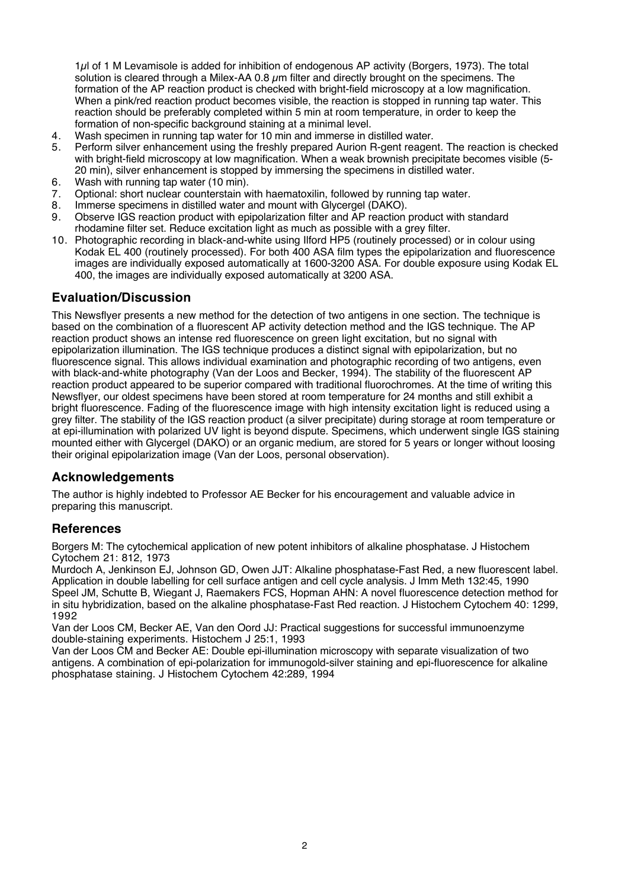1μl of 1 M Levamisole is added for inhibition of endogenous AP activity (Borgers, 1973). The total solution is cleared through a Milex-AA 0.8 μm filter and directly brought on the specimens. The formation of the AP reaction product is checked with bright-field microscopy at a low magnification. When a pink/red reaction product becomes visible, the reaction is stopped in running tap water. This reaction should be preferably completed within 5 min at room temperature, in order to keep the formation of non-specific background staining at a minimal level.

4. Wash specimen in running tap water for 10 min and immerse in distilled water.
5. Perform silver enhancement using the freshly prepared Aurion R-gent reagent. The reaction is checked with bright-field microscopy at low magnification. When a weak brownish precipitate becomes visible (5-20 min), silver enhancement is stopped by immersing the specimens in distilled water.
6. Wash with running tap water (10 min).
7. Optional: short nuclear counterstain with haematoxilin, followed by running tap water.
8. Immerse specimens in distilled water and mount with Glycergel (DAKO).
9. Observe IGS reaction product with epipolarization filter and AP reaction product with standard rhodamine filter set. Reduce excitation light as much as possible with a grey filter.
10. Photographic recording in black-and-white using Ilford HP5 (routinely processed) or in colour using Kodak EL 400 (routinely processed). For both 400 ASA film types the epipolarization and fluorescence images are individually exposed automatically at 1600-3200 ASA. For double exposure using Kodak EL 400, the images are individually exposed automatically at 3200 ASA.

## Evaluation/Discussion

This Newsflyer presents a new method for the detection of two antigens in one section. The technique is based on the combination of a fluorescent AP activity detection method and the IGS technique. The AP reaction product shows an intense red fluorescence on green light excitation, but no signal with epipolarization illumination. The IGS technique produces a distinct signal with epipolarization, but no fluorescence signal. This allows individual examination and photographic recording of two antigens, even with black-and-white photography (Van der Loos and Becker, 1994). The stability of the fluorescent AP reaction product appeared to be superior compared with traditional fluorochromes. At the time of writing this Newsflyer, our oldest specimens have been stored at room temperature for 24 months and still exhibit a bright fluorescence. Fading of the fluorescence image with high intensity excitation light is reduced using a grey filter. The stability of the IGS reaction product (a silver precipitate) during storage at room temperature or at epi-illumination with polarized UV light is beyond dispute. Specimens, which underwent single IGS staining mounted either with Glycergel (DAKO) or an organic medium, are stored for 5 years or longer without loosing their original epipolarization image (Van der Loos, personal observation).

## Acknowledgements

The author is highly indebted to Professor AE Becker for his encouragement and valuable advice in preparing this manuscript.

## References

Borgers M: The cytochemical application of new potent inhibitors of alkaline phosphatase. J Histochem Cytochem 21: 812, 1973

Murdoch A, Jenkinson EJ, Johnson GD, Owen JJT: Alkaline phosphatase-Fast Red, a new fluorescent label. Application in double labelling for cell surface antigen and cell cycle analysis. J Imm Meth 132:45, 1990

Speel JM, Schutte B, Wiegant J, Raemakers FCS, Hopman AHN: A novel fluorescence detection method for in situ hybridization, based on the alkaline phosphatase-Fast Red reaction. J Histochem Cytochem 40: 1299, 1992

Van der Loos CM, Becker AE, Van den Oord JJ: Practical suggestions for successful immunoenzyme double-staining experiments. Histochem J 25:1, 1993

Van der Loos CM and Becker AE: Double epi-illumination microscopy with separate visualization of two antigens. A combination of epi-polarization for immunogold-silver staining and epi-fluorescence for alkaline phosphatase staining. J Histochem Cytochem 42:289, 1994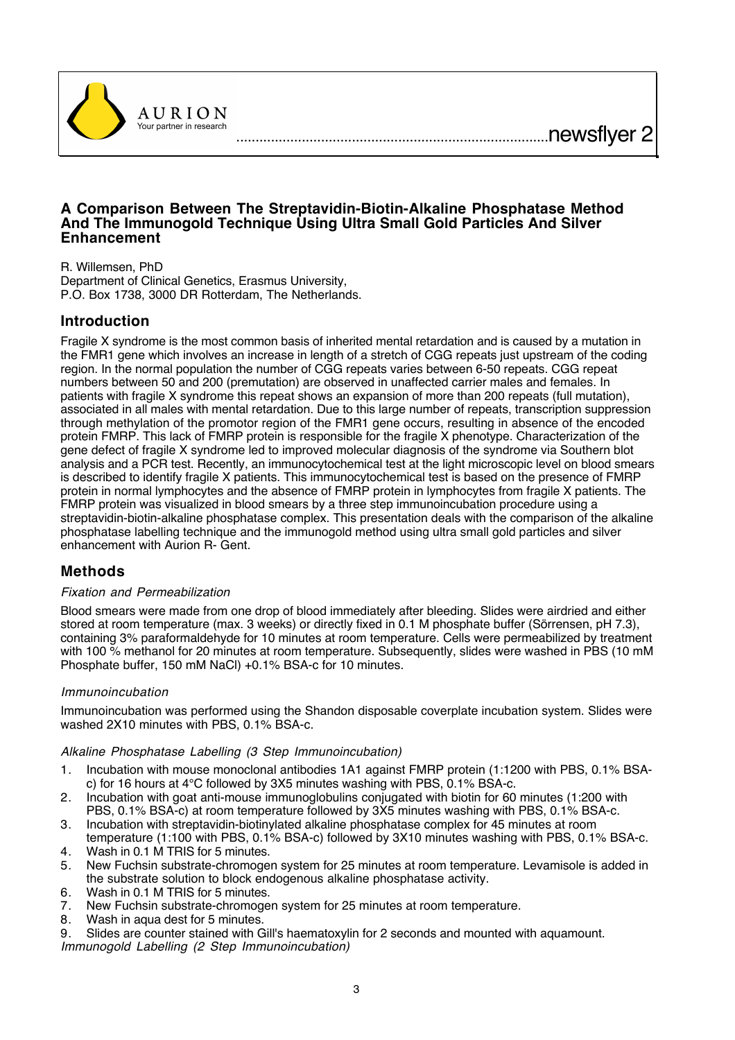# A Comparison Between The Streptavidin-Biotin-Alkaline Phosphatase Method And The Immunogold Technique Using Ultra Small Gold Particles And Silver Enhancement

R. Willemsen, PhD
Department of Clinical Genetics, Erasmus University,
P.O. Box 1738, 3000 DR Rotterdam, The Netherlands.

## Introduction

Fragile X syndrome is the most common basis of inherited mental retardation and is caused by a mutation in the FMR1 gene which involves an increase in length of a stretch of CGG repeats just upstream of the coding region. In the normal population the number of CGG repeats varies between 6-50 repeats. CGG repeat numbers between 50 and 200 (premutation) are observed in unaffected carrier males and females. In patients with fragile X syndrome this repeat shows an expansion of more than 200 repeats (full mutation), associated in all males with mental retardation. Due to this large number of repeats, transcription suppression through methylation of the promotor region of the FMR1 gene occurs, resulting in absence of the encoded protein FMRP. This lack of FMRP protein is responsible for the fragile X phenotype. Characterization of the gene defect of fragile X syndrome led to improved molecular diagnosis of the syndrome via Southern blot analysis and a PCR test. Recently, an immunocytochemical test at the light microscopic level on blood smears is described to identify fragile X patients. This immunocytochemical test is based on the presence of FMRP protein in normal lymphocytes and the absence of FMRP protein in lymphocytes from fragile X patients. The FMRP protein was visualized in blood smears by a three step immunoincubation procedure using a streptavidin-biotin-alkaline phosphatase complex. This presentation deals with the comparison of the alkaline phosphatase labelling technique and the immunogold method using ultra small gold particles and silver enhancement with Aurion R- Gent.

## Methods

### *Fixation and Permeabilization*

Blood smears were made from one drop of blood immediately after bleeding. Slides were airdried and either stored at room temperature (max. 3 weeks) or directly fixed in 0.1 M phosphate buffer (Sörrensen, pH 7.3), containing 3% paraformaldehyde for 10 minutes at room temperature. Cells were permeabilized by treatment with 100 % methanol for 20 minutes at room temperature. Subsequently, slides were washed in PBS (10 mM Phosphate buffer, 150 mM NaCl) +0.1% BSA-c for 10 minutes.

### *Immunoincubation*

Immunoincubation was performed using the Shandon disposable coverplate incubation system. Slides were washed 2X10 minutes with PBS, 0.1% BSA-c.

### *Alkaline Phosphatase Labelling (3 Step Immunoincubation)*

1. Incubation with mouse monoclonal antibodies 1A1 against FMRP protein (1:1200 with PBS, 0.1% BSA-c) for 16 hours at 4°C followed by 3X5 minutes washing with PBS, 0.1% BSA-c.
2. Incubation with goat anti-mouse immunoglobulins conjugated with biotin for 60 minutes (1:200 with PBS, 0.1% BSA-c) at room temperature followed by 3X5 minutes washing with PBS, 0.1% BSA-c.
3. Incubation with streptavidin-biotinylated alkaline phosphatase complex for 45 minutes at room temperature (1:100 with PBS, 0.1% BSA-c) followed by 3X10 minutes washing with PBS, 0.1% BSA-c.
4. Wash in 0.1 M TRIS for 5 minutes.
5. New Fuchsin substrate-chromogen system for 25 minutes at room temperature. Levamisole is added in the substrate solution to block endogenous alkaline phosphatase activity.
6. Wash in 0.1 M TRIS for 5 minutes.
7. New Fuchsin substrate-chromogen system for 25 minutes at room temperature.
8. Wash in aqua dest for 5 minutes.
9. Slides are counter stained with Gill's haematoxylin for 2 seconds and mounted with aquamount.

### *Immunogold Labelling (2 Step Immunoincubation)*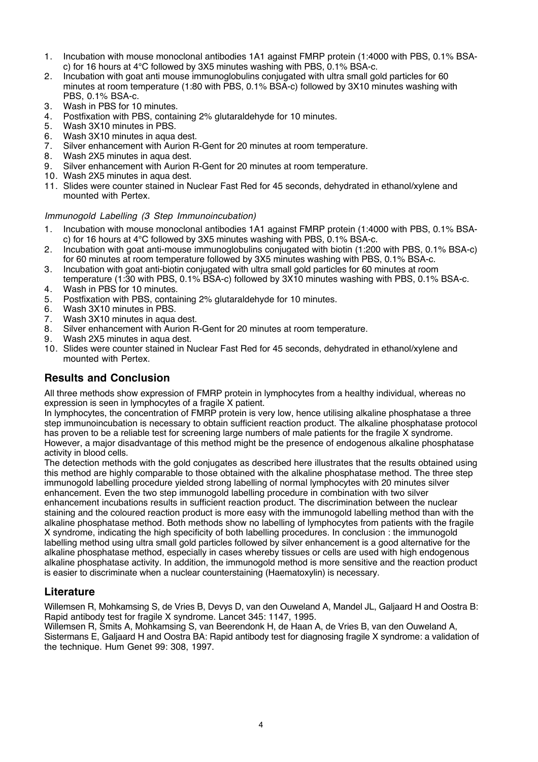1. Incubation with mouse monoclonal antibodies 1A1 against FMRP protein (1:4000 with PBS, 0.1% BSA-c) for 16 hours at 4°C followed by 3X5 minutes washing with PBS, 0.1% BSA-c.
2. Incubation with goat anti mouse immunoglobulins conjugated with ultra small gold particles for 60 minutes at room temperature (1:80 with PBS, 0.1% BSA-c) followed by 3X10 minutes washing with PBS, 0.1% BSA-c.
3. Wash in PBS for 10 minutes.
4. Postfixation with PBS, containing 2% glutaraldehyde for 10 minutes.
5. Wash 3X10 minutes in PBS.
6. Wash 3X10 minutes in aqua dest.
7. Silver enhancement with Aurion R-Gent for 20 minutes at room temperature.
8. Wash 2X5 minutes in aqua dest.
9. Silver enhancement with Aurion R-Gent for 20 minutes at room temperature.
10. Wash 2X5 minutes in aqua dest.
11. Slides were counter stained in Nuclear Fast Red for 45 seconds, dehydrated in ethanol/xylene and mounted with Pertex.

*Immunogold Labelling (3 Step Immunoincubation)*

1. Incubation with mouse monoclonal antibodies 1A1 against FMRP protein (1:4000 with PBS, 0.1% BSA-c) for 16 hours at 4°C followed by 3X5 minutes washing with PBS, 0.1% BSA-c.
2. Incubation with goat anti-mouse immunoglobulins conjugated with biotin (1:200 with PBS, 0.1% BSA-c) for 60 minutes at room temperature followed by 3X5 minutes washing with PBS, 0.1% BSA-c.
3. Incubation with goat anti-biotin conjugated with ultra small gold particles for 60 minutes at room temperature (1:30 with PBS, 0.1% BSA-c) followed by 3X10 minutes washing with PBS, 0.1% BSA-c.
4. Wash in PBS for 10 minutes.
5. Postfixation with PBS, containing 2% glutaraldehyde for 10 minutes.
6. Wash 3X10 minutes in PBS.
7. Wash 3X10 minutes in aqua dest.
8. Silver enhancement with Aurion R-Gent for 20 minutes at room temperature.
9. Wash 2X5 minutes in aqua dest.
10. Slides were counter stained in Nuclear Fast Red for 45 seconds, dehydrated in ethanol/xylene and mounted with Pertex.

## Results and Conclusion

All three methods show expression of FMRP protein in lymphocytes from a healthy individual, whereas no expression is seen in lymphocytes of a fragile X patient.

In lymphocytes, the concentration of FMRP protein is very low, hence utilising alkaline phosphatase a three step immunoincubation is necessary to obtain sufficient reaction product. The alkaline phosphatase protocol has proven to be a reliable test for screening large numbers of male patients for the fragile X syndrome. However, a major disadvantage of this method might be the presence of endogenous alkaline phosphatase activity in blood cells.

The detection methods with the gold conjugates as described here illustrates that the results obtained using this method are highly comparable to those obtained with the alkaline phosphatase method. The three step immunogold labelling procedure yielded strong labelling of normal lymphocytes with 20 minutes silver enhancement. Even the two step immunogold labelling procedure in combination with two silver enhancement incubations results in sufficient reaction product. The discrimination between the nuclear staining and the coloured reaction product is more easy with the immunogold labelling method than with the alkaline phosphatase method. Both methods show no labelling of lymphocytes from patients with the fragile X syndrome, indicating the high specificity of both labelling procedures. In conclusion : the immunogold labelling method using ultra small gold particles followed by silver enhancement is a good alternative for the alkaline phosphatase method, especially in cases whereby tissues or cells are used with high endogenous alkaline phosphatase activity. In addition, the immunogold method is more sensitive and the reaction product is easier to discriminate when a nuclear counterstaining (Haematoxylin) is necessary.

## Literature

Willemsen R, Mohkamsing S, de Vries B, Devys D, van den Ouweland A, Mandel JL, Galjaard H and Oostra B: Rapid antibody test for fragile X syndrome. Lancet 345: 1147, 1995.

Willemsen R, Smits A, Mohkamsing S, van Beerendonk H, de Haan A, de Vries B, van den Ouweland A, Sistermans E, Galjaard H and Oostra BA: Rapid antibody test for diagnosing fragile X syndrome: a validation of the technique. Hum Genet 99: 308, 1997.